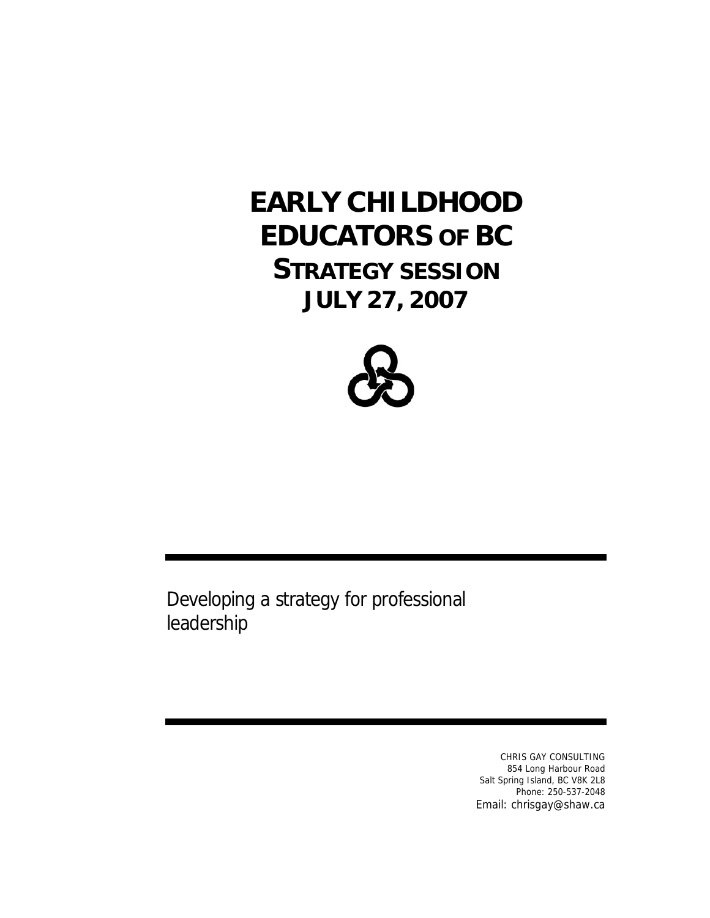# EARLY CHILDHOOD EDUCATORS OF BC STRATEGY SESSION JULY 27, 2007

Developing a strategy for professional leadership

CHRIS GAY CONSULTING
854 Long Harbour Road
Salt Spring Island, BC V8K 2L8
Phone: 250-537-2048
Email: chrisgay@shaw.ca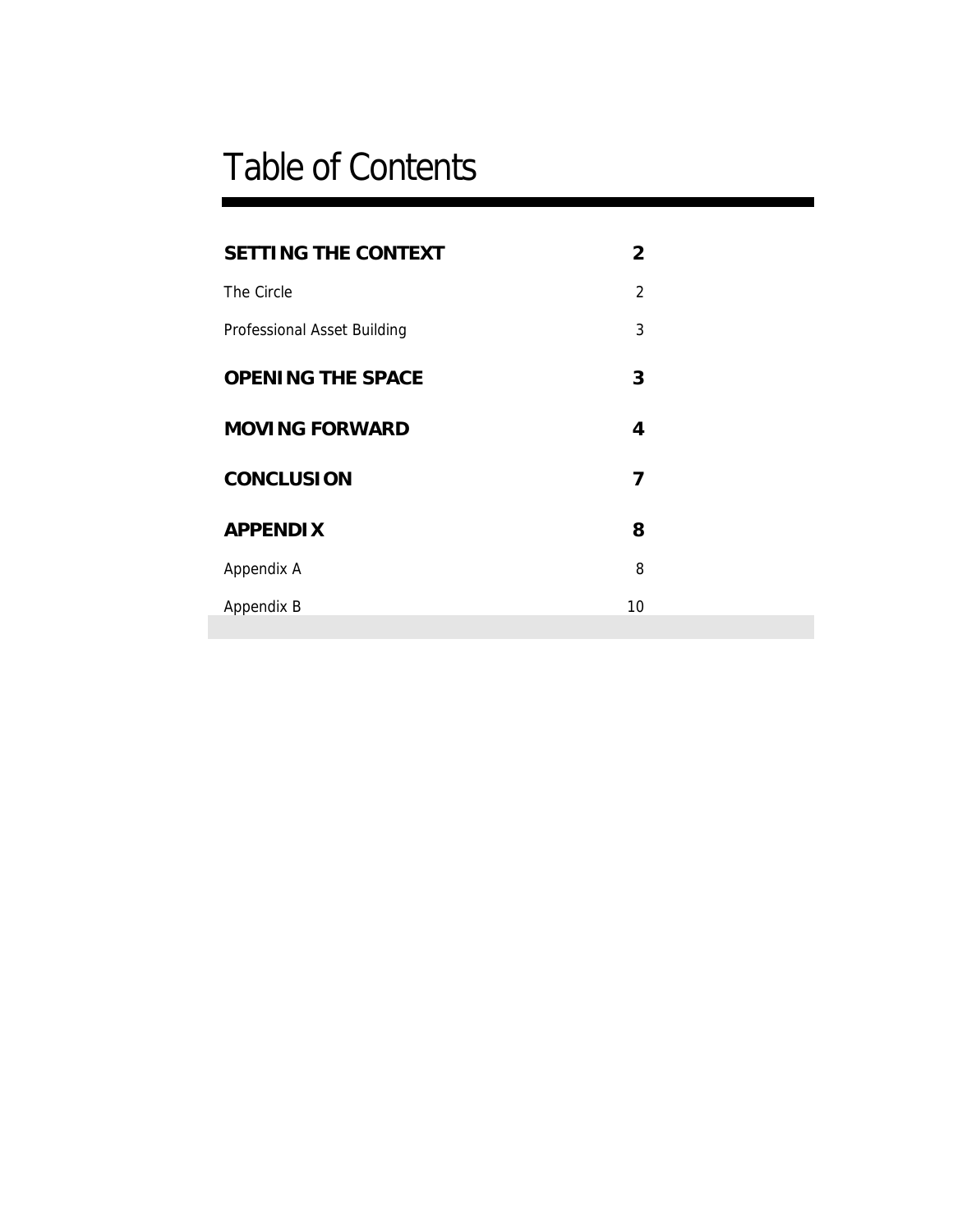# Table of Contents

| | |
|---|---|
| **SETTING THE CONTEXT** | **2** |
| The Circle | 2 |
| Professional Asset Building | 3 |
| **OPENING THE SPACE** | **3** |
| **MOVING FORWARD** | **4** |
| **CONCLUSION** | **7** |
| **APPENDIX** | **8** |
| Appendix A | 8 |
| Appendix B | 10 |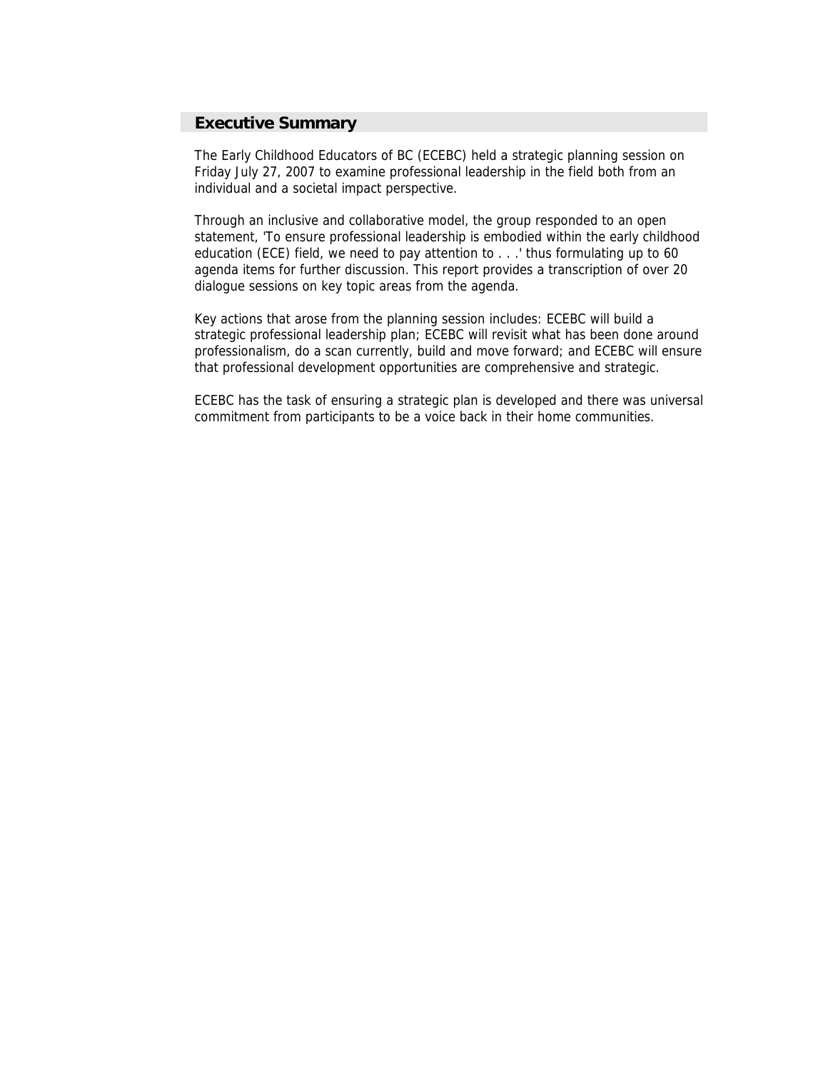## Executive Summary

The Early Childhood Educators of BC (ECEBC) held a strategic planning session on Friday July 27, 2007 to examine professional leadership in the field both from an individual and a societal impact perspective.

Through an inclusive and collaborative model, the group responded to an open statement, 'To ensure professional leadership is embodied within the early childhood education (ECE) field, we need to pay attention to . . .' thus formulating up to 60 agenda items for further discussion. This report provides a transcription of over 20 dialogue sessions on key topic areas from the agenda.

Key actions that arose from the planning session includes: ECEBC will build a strategic professional leadership plan; ECEBC will revisit what has been done around professionalism, do a scan currently, build and move forward; and ECEBC will ensure that professional development opportunities are comprehensive and strategic.

ECEBC has the task of ensuring a strategic plan is developed and there was universal commitment from participants to be a voice back in their home communities.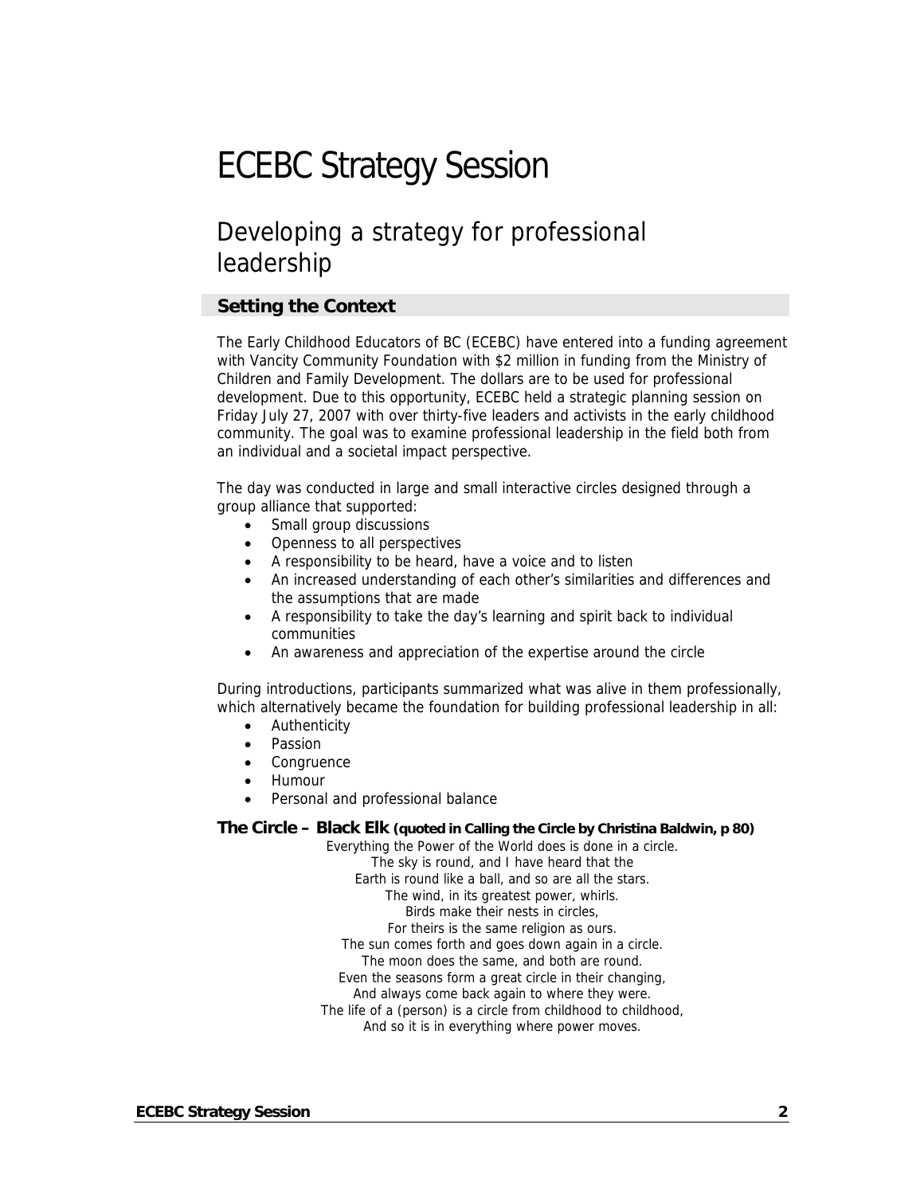# ECEBC Strategy Session

## Developing a strategy for professional leadership

### Setting the Context

The Early Childhood Educators of BC (ECEBC) have entered into a funding agreement with Vancity Community Foundation with $2 million in funding from the Ministry of Children and Family Development. The dollars are to be used for professional development. Due to this opportunity, ECEBC held a strategic planning session on Friday July 27, 2007 with over thirty-five leaders and activists in the early childhood community. The goal was to examine professional leadership in the field both from an individual and a societal impact perspective.

The day was conducted in large and small interactive circles designed through a group alliance that supported:

- Small group discussions
- Openness to all perspectives
- A responsibility to be heard, have a voice and to listen
- An increased understanding of each other's similarities and differences and the assumptions that are made
- A responsibility to take the day's learning and spirit back to individual communities
- An awareness and appreciation of the expertise around the circle

During introductions, participants summarized what was alive in them professionally, which alternatively became the foundation for building professional leadership in all:

- Authenticity
- Passion
- Congruence
- Humour
- Personal and professional balance

**The Circle – Black Elk (quoted in Calling the Circle by Christina Baldwin, p 80)**

Everything the Power of the World does is done in a circle.
The sky is round, and I have heard that the
Earth is round like a ball, and so are all the stars.
The wind, in its greatest power, whirls.
Birds make their nests in circles,
For theirs is the same religion as ours.
The sun comes forth and goes down again in a circle.
The moon does the same, and both are round.
Even the seasons form a great circle in their changing,
And always come back again to where they were.
The life of a (person) is a circle from childhood to childhood,
And so it is in everything where power moves.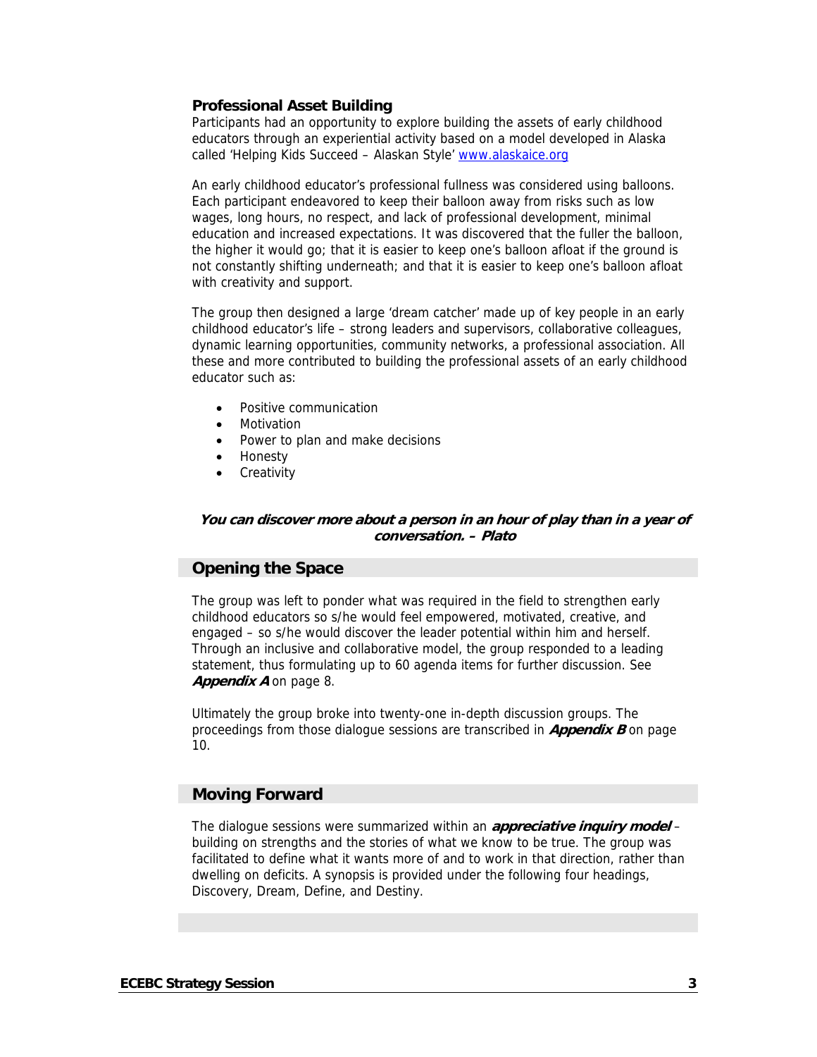### Professional Asset Building

Participants had an opportunity to explore building the assets of early childhood educators through an experiential activity based on a model developed in Alaska called 'Helping Kids Succeed – Alaskan Style' [www.alaskaice.org](www.alaskaice.org)

An early childhood educator's professional fullness was considered using balloons. Each participant endeavored to keep their balloon away from risks such as low wages, long hours, no respect, and lack of professional development, minimal education and increased expectations. It was discovered that the fuller the balloon, the higher it would go; that it is easier to keep one's balloon afloat if the ground is not constantly shifting underneath; and that it is easier to keep one's balloon afloat with creativity and support.

The group then designed a large 'dream catcher' made up of key people in an early childhood educator's life – strong leaders and supervisors, collaborative colleagues, dynamic learning opportunities, community networks, a professional association. All these and more contributed to building the professional assets of an early childhood educator such as:

- Positive communication
- Motivation
- Power to plan and make decisions
- Honesty
- Creativity

***You can discover more about a person in an hour of play than in a year of conversation. – Plato***

## Opening the Space

The group was left to ponder what was required in the field to strengthen early childhood educators so s/he would feel empowered, motivated, creative, and engaged – so s/he would discover the leader potential within him and herself. Through an inclusive and collaborative model, the group responded to a leading statement, thus formulating up to 60 agenda items for further discussion. See ***Appendix A*** on page 8.

Ultimately the group broke into twenty-one in-depth discussion groups. The proceedings from those dialogue sessions are transcribed in ***Appendix B*** on page 10.

## Moving Forward

The dialogue sessions were summarized within an ***appreciative inquiry model*** – building on strengths and the stories of what we know to be true. The group was facilitated to define what it wants more of and to work in that direction, rather than dwelling on deficits. A synopsis is provided under the following four headings, Discovery, Dream, Define, and Destiny.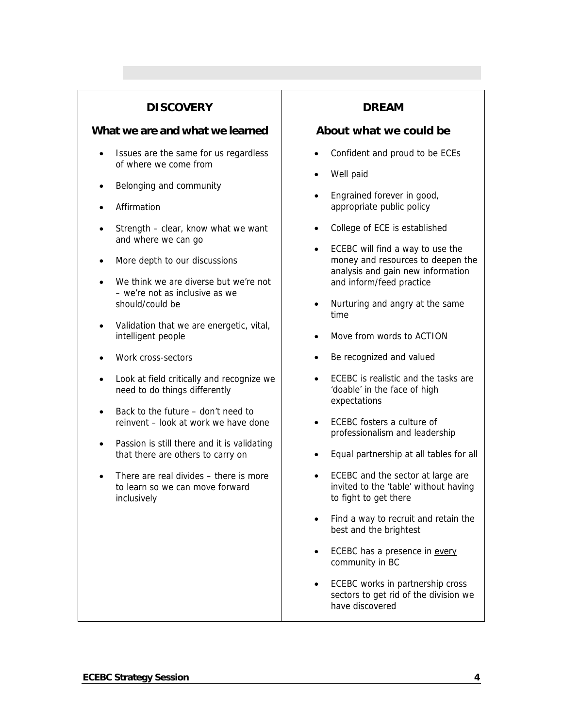## DISCOVERY

### What we are and what we learned

- Issues are the same for us regardless of where we come from
- Belonging and community
- Affirmation
- Strength – clear, know what we want and where we can go
- More depth to our discussions
- We think we are diverse but we're not – we're not as inclusive as we should/could be
- Validation that we are energetic, vital, intelligent people
- Work cross-sectors
- Look at field critically and recognize we need to do things differently
- Back to the future – don't need to reinvent – look at work we have done
- Passion is still there and it is validating that there are others to carry on
- There are real divides – there is more to learn so we can move forward inclusively

## DREAM

### About what we could be

- Confident and proud to be ECEs
- Well paid
- Engrained forever in good, appropriate public policy
- College of ECE is established
- ECEBC will find a way to use the money and resources to deepen the analysis and gain new information and inform/feed practice
- Nurturing and angry at the same time
- Move from words to ACTION
- Be recognized and valued
- ECEBC is realistic and the tasks are 'doable' in the face of high expectations
- ECEBC fosters a culture of professionalism and leadership
- Equal partnership at all tables for all
- ECEBC and the sector at large are invited to the 'table' without having to fight to get there
- Find a way to recruit and retain the best and the brightest
- ECEBC has a presence in <u>every</u> community in BC
- ECEBC works in partnership cross sectors to get rid of the division we have discovered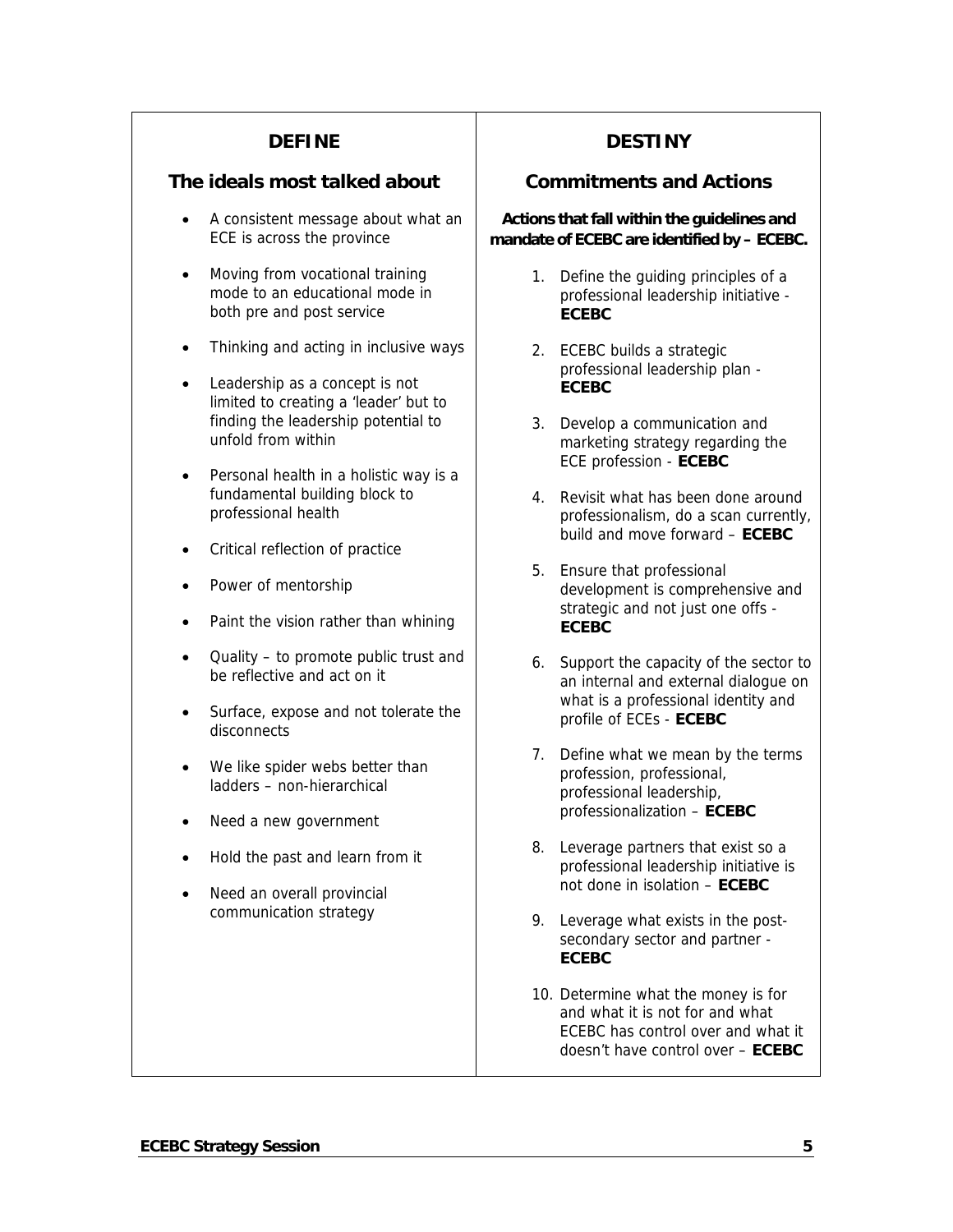## DEFINE

### The ideals most talked about

- A consistent message about what an ECE is across the province
- Moving from vocational training mode to an educational mode in both pre and post service
- Thinking and acting in inclusive ways
- Leadership as a concept is not limited to creating a 'leader' but to finding the leadership potential to unfold from within
- Personal health in a holistic way is a fundamental building block to professional health
- Critical reflection of practice
- Power of mentorship
- Paint the vision rather than whining
- Quality – to promote public trust and be reflective and act on it
- Surface, expose and not tolerate the disconnects
- We like spider webs better than ladders – non-hierarchical
- Need a new government
- Hold the past and learn from it
- Need an overall provincial communication strategy

## DESTINY

### Commitments and Actions

**Actions that fall within the guidelines and mandate of ECEBC are identified by – ECEBC.**

1. Define the guiding principles of a professional leadership initiative - **ECEBC**
2. ECEBC builds a strategic professional leadership plan - **ECEBC**
3. Develop a communication and marketing strategy regarding the ECE profession - **ECEBC**
4. Revisit what has been done around professionalism, do a scan currently, build and move forward – **ECEBC**
5. Ensure that professional development is comprehensive and strategic and not just one offs - **ECEBC**
6. Support the capacity of the sector to an internal and external dialogue on what is a professional identity and profile of ECEs - **ECEBC**
7. Define what we mean by the terms profession, professional, professional leadership, professionalization – **ECEBC**
8. Leverage partners that exist so a professional leadership initiative is not done in isolation – **ECEBC**
9. Leverage what exists in the post-secondary sector and partner - **ECEBC**
10. Determine what the money is for and what it is not for and what ECEBC has control over and what it doesn't have control over – **ECEBC**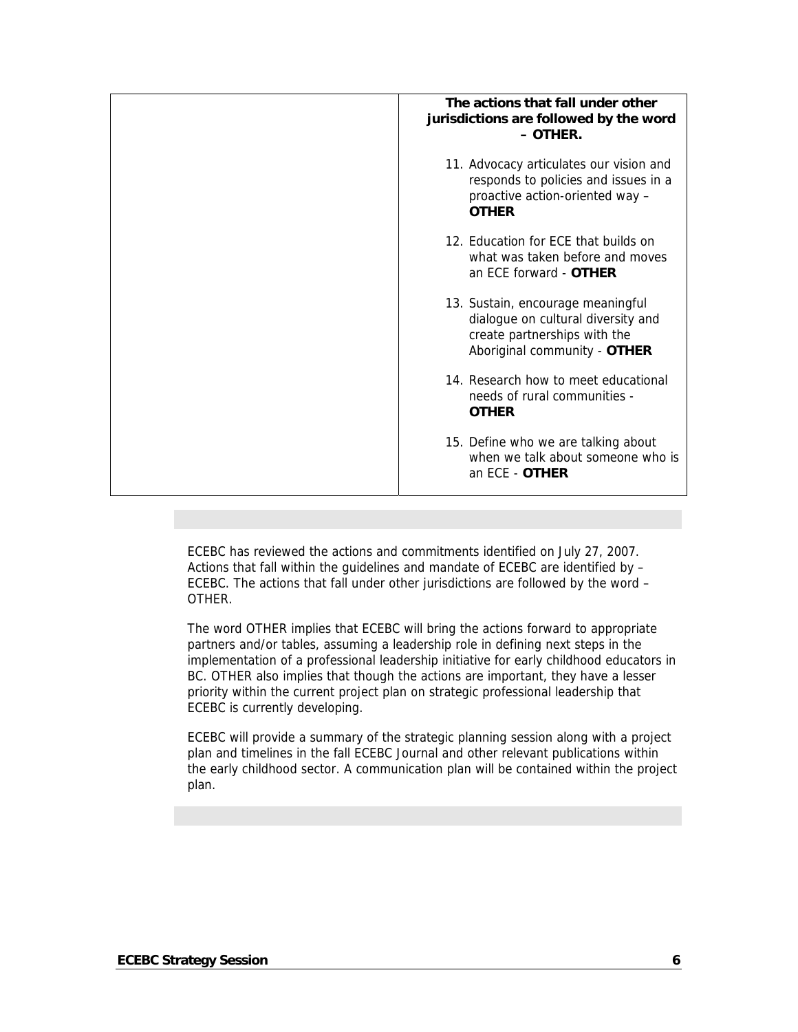| | **The actions that fall under other jurisdictions are followed by the word – OTHER.**<br><br>11. Advocacy articulates our vision and responds to policies and issues in a proactive action-oriented way – **OTHER**<br><br>12. Education for ECE that builds on what was taken before and moves an ECE forward - **OTHER**<br><br>13. Sustain, encourage meaningful dialogue on cultural diversity and create partnerships with the Aboriginal community - **OTHER**<br><br>14. Research how to meet educational needs of rural communities - **OTHER**<br><br>15. Define who we are talking about when we talk about someone who is an ECE - **OTHER** |
|---|---|

ECEBC has reviewed the actions and commitments identified on July 27, 2007. Actions that fall within the guidelines and mandate of ECEBC are identified by – ECEBC. The actions that fall under other jurisdictions are followed by the word – OTHER.

The word OTHER implies that ECEBC will bring the actions forward to appropriate partners and/or tables, assuming a leadership role in defining next steps in the implementation of a professional leadership initiative for early childhood educators in BC. OTHER also implies that though the actions are important, they have a lesser priority within the current project plan on strategic professional leadership that ECEBC is currently developing.

ECEBC will provide a summary of the strategic planning session along with a project plan and timelines in the fall ECEBC Journal and other relevant publications within the early childhood sector. A communication plan will be contained within the project plan.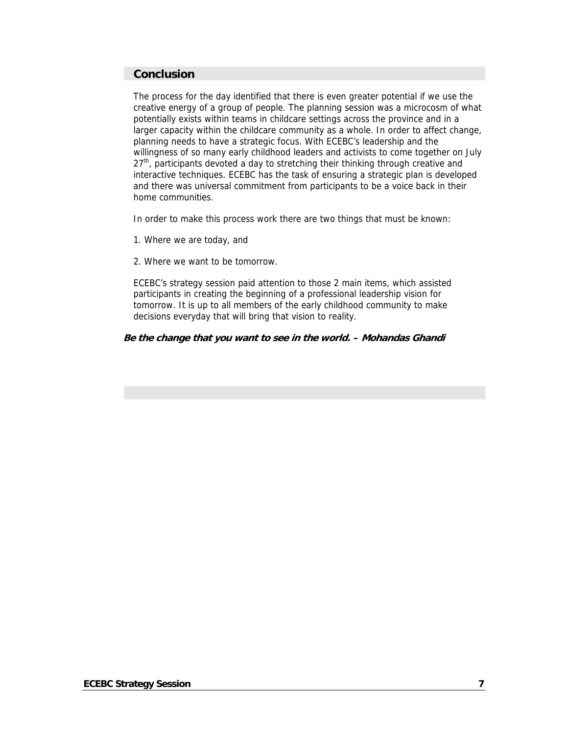## Conclusion

The process for the day identified that there is even greater potential if we use the creative energy of a group of people. The planning session was a microcosm of what potentially exists within teams in childcare settings across the province and in a larger capacity within the childcare community as a whole. In order to affect change, planning needs to have a strategic focus. With ECEBC's leadership and the willingness of so many early childhood leaders and activists to come together on July 27th, participants devoted a day to stretching their thinking through creative and interactive techniques. ECEBC has the task of ensuring a strategic plan is developed and there was universal commitment from participants to be a voice back in their home communities.

In order to make this process work there are two things that must be known:

1. Where we are today, and

2. Where we want to be tomorrow.

ECEBC's strategy session paid attention to those 2 main items, which assisted participants in creating the beginning of a professional leadership vision for tomorrow. It is up to all members of the early childhood community to make decisions everyday that will bring that vision to reality.

***Be the change that you want to see in the world. – Mohandas Ghandi***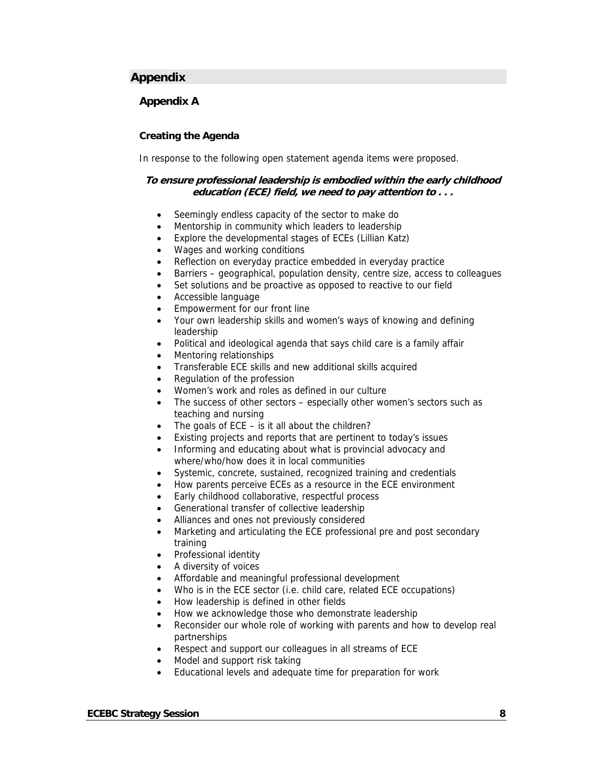# Appendix

## Appendix A

### Creating the Agenda

In response to the following open statement agenda items were proposed.

***To ensure professional leadership is embodied within the early childhood education (ECE) field, we need to pay attention to . . .***

- Seemingly endless capacity of the sector to make do
- Mentorship in community which leaders to leadership
- Explore the developmental stages of ECEs (Lillian Katz)
- Wages and working conditions
- Reflection on everyday practice embedded in everyday practice
- Barriers – geographical, population density, centre size, access to colleagues
- Set solutions and be proactive as opposed to reactive to our field
- Accessible language
- Empowerment for our front line
- Your own leadership skills and women's ways of knowing and defining leadership
- Political and ideological agenda that says child care is a family affair
- Mentoring relationships
- Transferable ECE skills and new additional skills acquired
- Regulation of the profession
- Women's work and roles as defined in our culture
- The success of other sectors – especially other women's sectors such as teaching and nursing
- The goals of ECE – is it all about the children?
- Existing projects and reports that are pertinent to today's issues
- Informing and educating about what is provincial advocacy and where/who/how does it in local communities
- Systemic, concrete, sustained, recognized training and credentials
- How parents perceive ECEs as a resource in the ECE environment
- Early childhood collaborative, respectful process
- Generational transfer of collective leadership
- Alliances and ones not previously considered
- Marketing and articulating the ECE professional pre and post secondary training
- Professional identity
- A diversity of voices
- Affordable and meaningful professional development
- Who is in the ECE sector (i.e. child care, related ECE occupations)
- How leadership is defined in other fields
- How we acknowledge those who demonstrate leadership
- Reconsider our whole role of working with parents and how to develop real partnerships
- Respect and support our colleagues in all streams of ECE
- Model and support risk taking
- Educational levels and adequate time for preparation for work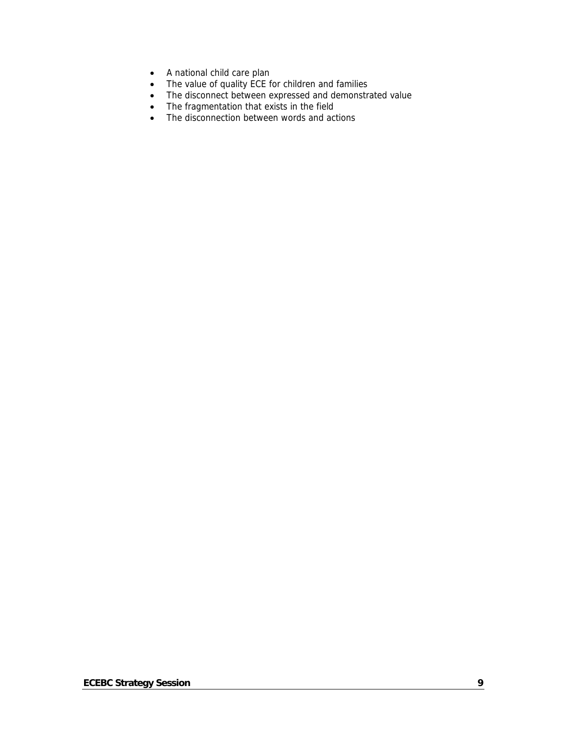- A national child care plan
- The value of quality ECE for children and families
- The disconnect between expressed and demonstrated value
- The fragmentation that exists in the field
- The disconnection between words and actions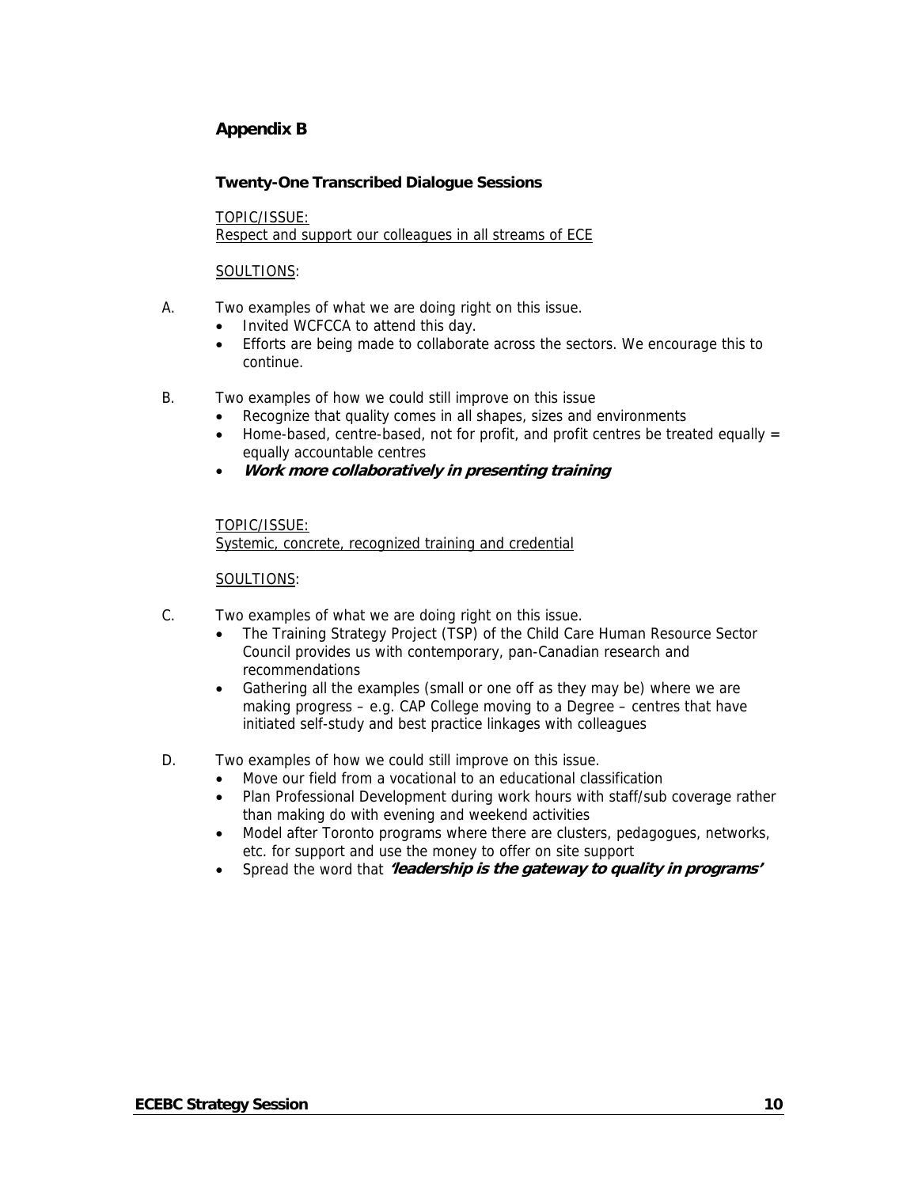## Appendix B

### Twenty-One Transcribed Dialogue Sessions

TOPIC/ISSUE:
Respect and support our colleagues in all streams of ECE

SOULTIONS:

A. Two examples of what we are doing right on this issue.
- Invited WCFCCA to attend this day.
- Efforts are being made to collaborate across the sectors. We encourage this to continue.

B. Two examples of how we could still improve on this issue
- Recognize that quality comes in all shapes, sizes and environments
- Home-based, centre-based, not for profit, and profit centres be treated equally = equally accountable centres
- ***Work more collaboratively in presenting training***

TOPIC/ISSUE:
Systemic, concrete, recognized training and credential

SOULTIONS:

C. Two examples of what we are doing right on this issue.
- The Training Strategy Project (TSP) of the Child Care Human Resource Sector Council provides us with contemporary, pan-Canadian research and recommendations
- Gathering all the examples (small or one off as they may be) where we are making progress – e.g. CAP College moving to a Degree – centres that have initiated self-study and best practice linkages with colleagues

D. Two examples of how we could still improve on this issue.
- Move our field from a vocational to an educational classification
- Plan Professional Development during work hours with staff/sub coverage rather than making do with evening and weekend activities
- Model after Toronto programs where there are clusters, pedagogues, networks, etc. for support and use the money to offer on site support
- Spread the word that ***'leadership is the gateway to quality in programs'***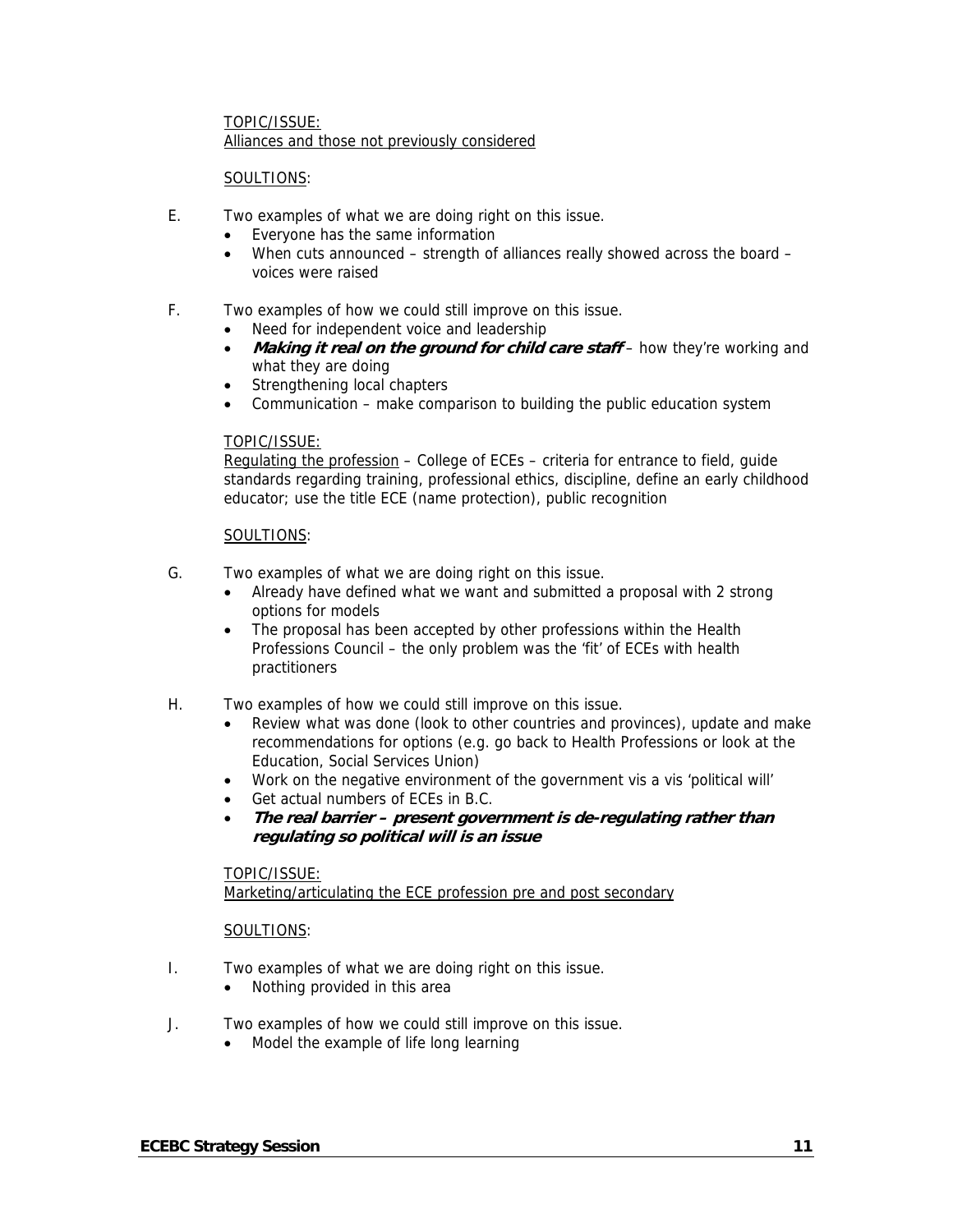TOPIC/ISSUE:
Alliances and those not previously considered

SOULTIONS:

E. Two examples of what we are doing right on this issue.
- Everyone has the same information
- When cuts announced – strength of alliances really showed across the board – voices were raised

F. Two examples of how we could still improve on this issue.
- Need for independent voice and leadership
- ***Making it real on the ground for child care staff*** – how they're working and what they are doing
- Strengthening local chapters
- Communication – make comparison to building the public education system

TOPIC/ISSUE:
Regulating the profession – College of ECEs – criteria for entrance to field, guide standards regarding training, professional ethics, discipline, define an early childhood educator; use the title ECE (name protection), public recognition

SOULTIONS:

G. Two examples of what we are doing right on this issue.
- Already have defined what we want and submitted a proposal with 2 strong options for models
- The proposal has been accepted by other professions within the Health Professions Council – the only problem was the 'fit' of ECEs with health practitioners

H. Two examples of how we could still improve on this issue.
- Review what was done (look to other countries and provinces), update and make recommendations for options (e.g. go back to Health Professions or look at the Education, Social Services Union)
- Work on the negative environment of the government vis a vis 'political will'
- Get actual numbers of ECEs in B.C.
- ***The real barrier – present government is de-regulating rather than regulating so political will is an issue***

TOPIC/ISSUE:
Marketing/articulating the ECE profession pre and post secondary

SOULTIONS:

I. Two examples of what we are doing right on this issue.
- Nothing provided in this area

J. Two examples of how we could still improve on this issue.
- Model the example of life long learning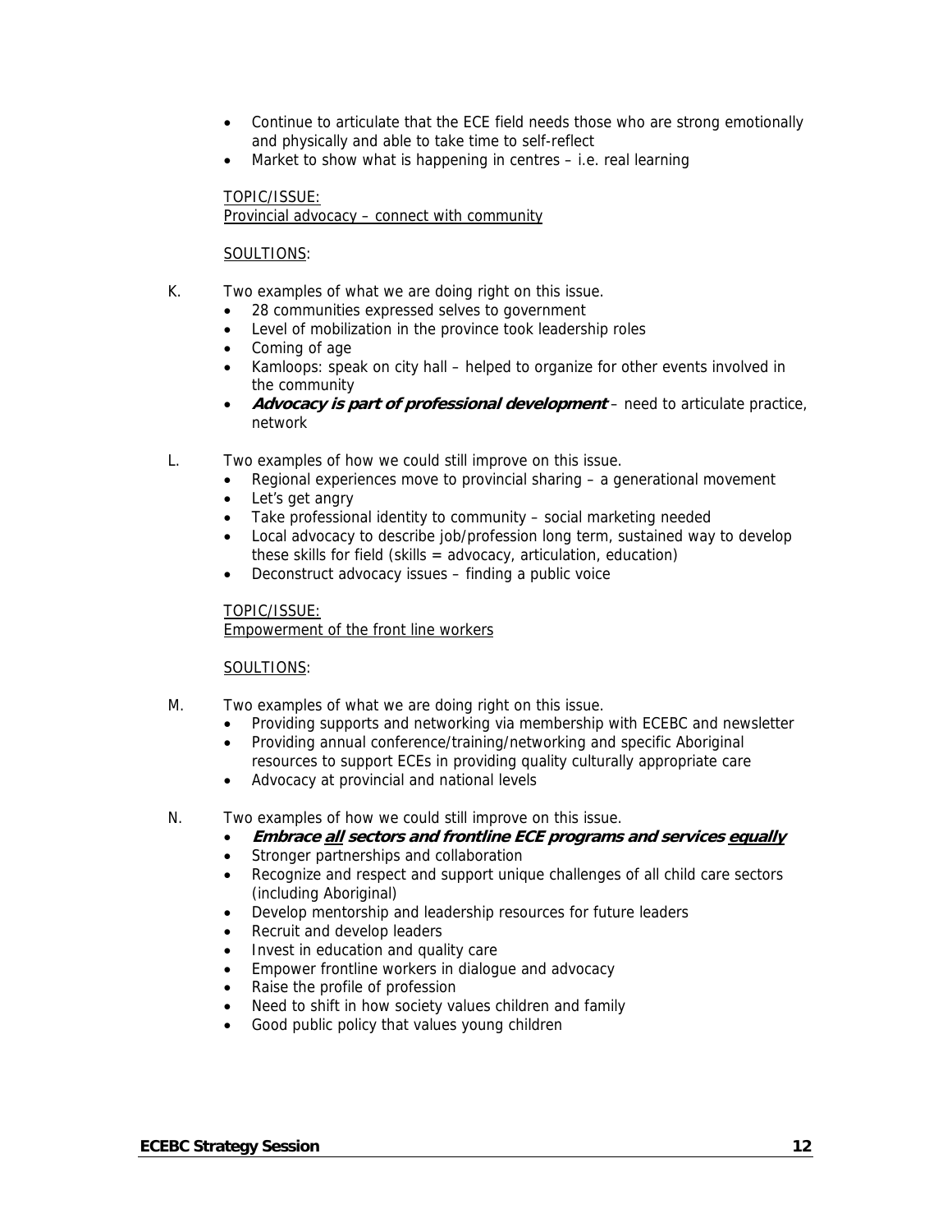- Continue to articulate that the ECE field needs those who are strong emotionally and physically and able to take time to self-reflect
- Market to show what is happening in centres – i.e. real learning

TOPIC/ISSUE:
Provincial advocacy – connect with community

SOULTIONS:

K. Two examples of what we are doing right on this issue.

- 28 communities expressed selves to government
- Level of mobilization in the province took leadership roles
- Coming of age
- Kamloops: speak on city hall – helped to organize for other events involved in the community
- ***Advocacy is part of professional development*** – need to articulate practice, network

L. Two examples of how we could still improve on this issue.

- Regional experiences move to provincial sharing – a generational movement
- Let's get angry
- Take professional identity to community – social marketing needed
- Local advocacy to describe job/profession long term, sustained way to develop these skills for field (skills = advocacy, articulation, education)
- Deconstruct advocacy issues – finding a public voice

TOPIC/ISSUE:
Empowerment of the front line workers

SOULTIONS:

M. Two examples of what we are doing right on this issue.

- Providing supports and networking via membership with ECEBC and newsletter
- Providing annual conference/training/networking and specific Aboriginal resources to support ECEs in providing quality culturally appropriate care
- Advocacy at provincial and national levels

N. Two examples of how we could still improve on this issue.

- ***Embrace all sectors and frontline ECE programs and services equally***
- Stronger partnerships and collaboration
- Recognize and respect and support unique challenges of all child care sectors (including Aboriginal)
- Develop mentorship and leadership resources for future leaders
- Recruit and develop leaders
- Invest in education and quality care
- Empower frontline workers in dialogue and advocacy
- Raise the profile of profession
- Need to shift in how society values children and family
- Good public policy that values young children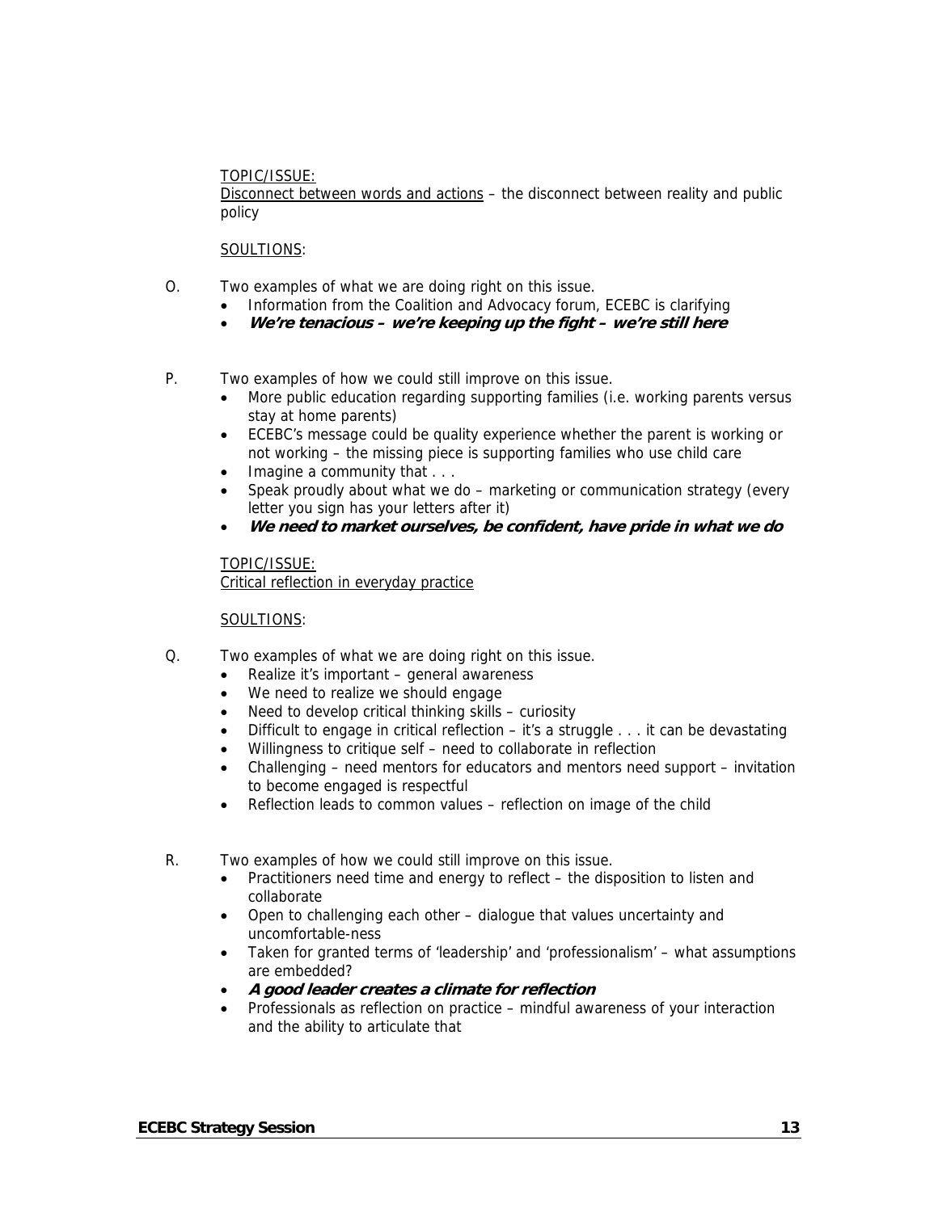TOPIC/ISSUE:
Disconnect between words and actions – the disconnect between reality and public policy

SOULTIONS:

O. Two examples of what we are doing right on this issue.
- Information from the Coalition and Advocacy forum, ECEBC is clarifying
- ***We're tenacious – we're keeping up the fight – we're still here***

P. Two examples of how we could still improve on this issue.
- More public education regarding supporting families (i.e. working parents versus stay at home parents)
- ECEBC's message could be quality experience whether the parent is working or not working – the missing piece is supporting families who use child care
- Imagine a community that . . .
- Speak proudly about what we do – marketing or communication strategy (every letter you sign has your letters after it)
- ***We need to market ourselves, be confident, have pride in what we do***

TOPIC/ISSUE:
Critical reflection in everyday practice

SOULTIONS:

Q. Two examples of what we are doing right on this issue.
- Realize it's important – general awareness
- We need to realize we should engage
- Need to develop critical thinking skills – curiosity
- Difficult to engage in critical reflection – it's a struggle . . . it can be devastating
- Willingness to critique self – need to collaborate in reflection
- Challenging – need mentors for educators and mentors need support – invitation to become engaged is respectful
- Reflection leads to common values – reflection on image of the child

R. Two examples of how we could still improve on this issue.
- Practitioners need time and energy to reflect – the disposition to listen and collaborate
- Open to challenging each other – dialogue that values uncertainty and uncomfortable-ness
- Taken for granted terms of 'leadership' and 'professionalism' – what assumptions are embedded?
- ***A good leader creates a climate for reflection***
- Professionals as reflection on practice – mindful awareness of your interaction and the ability to articulate that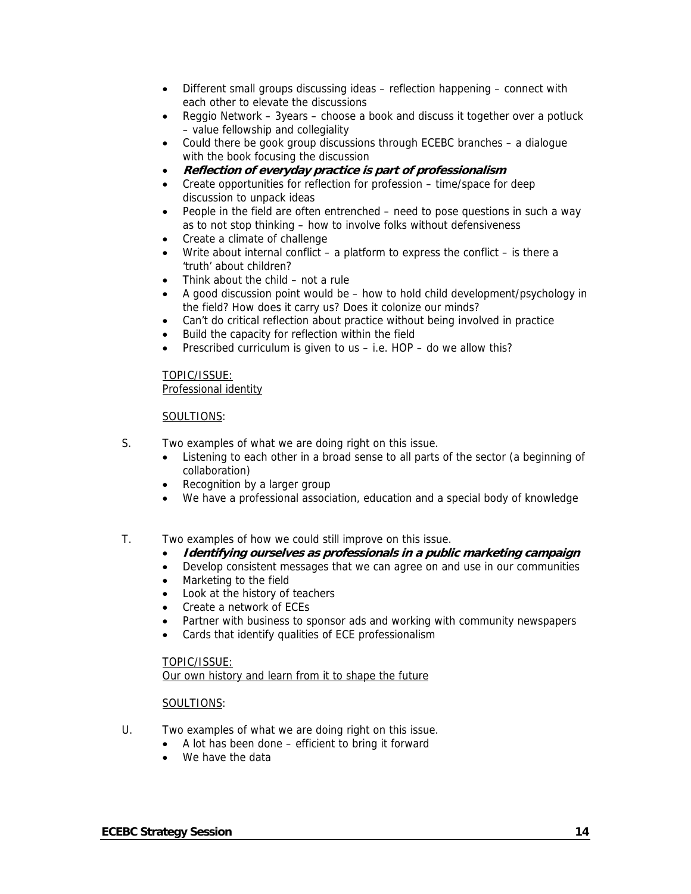- Different small groups discussing ideas – reflection happening – connect with each other to elevate the discussions
- Reggio Network – 3years – choose a book and discuss it together over a potluck – value fellowship and collegiality
- Could there be gook group discussions through ECEBC branches – a dialogue with the book focusing the discussion
- ***Reflection of everyday practice is part of professionalism***
- Create opportunities for reflection for profession – time/space for deep discussion to unpack ideas
- People in the field are often entrenched – need to pose questions in such a way as to not stop thinking – how to involve folks without defensiveness
- Create a climate of challenge
- Write about internal conflict – a platform to express the conflict – is there a 'truth' about children?
- Think about the child – not a rule
- A good discussion point would be – how to hold child development/psychology in the field? How does it carry us? Does it colonize our minds?
- Can't do critical reflection about practice without being involved in practice
- Build the capacity for reflection within the field
- Prescribed curriculum is given to us – i.e. HOP – do we allow this?

<u>TOPIC/ISSUE:</u>
<u>Professional identity</u>

<u>SOULTIONS</u>:

S. Two examples of what we are doing right on this issue.
- Listening to each other in a broad sense to all parts of the sector (a beginning of collaboration)
- Recognition by a larger group
- We have a professional association, education and a special body of knowledge

T. Two examples of how we could still improve on this issue.
- ***Identifying ourselves as professionals in a public marketing campaign***
- Develop consistent messages that we can agree on and use in our communities
- Marketing to the field
- Look at the history of teachers
- Create a network of ECEs
- Partner with business to sponsor ads and working with community newspapers
- Cards that identify qualities of ECE professionalism

<u>TOPIC/ISSUE:</u>
<u>Our own history and learn from it to shape the future</u>

<u>SOULTIONS</u>:

U. Two examples of what we are doing right on this issue.
- A lot has been done – efficient to bring it forward
- We have the data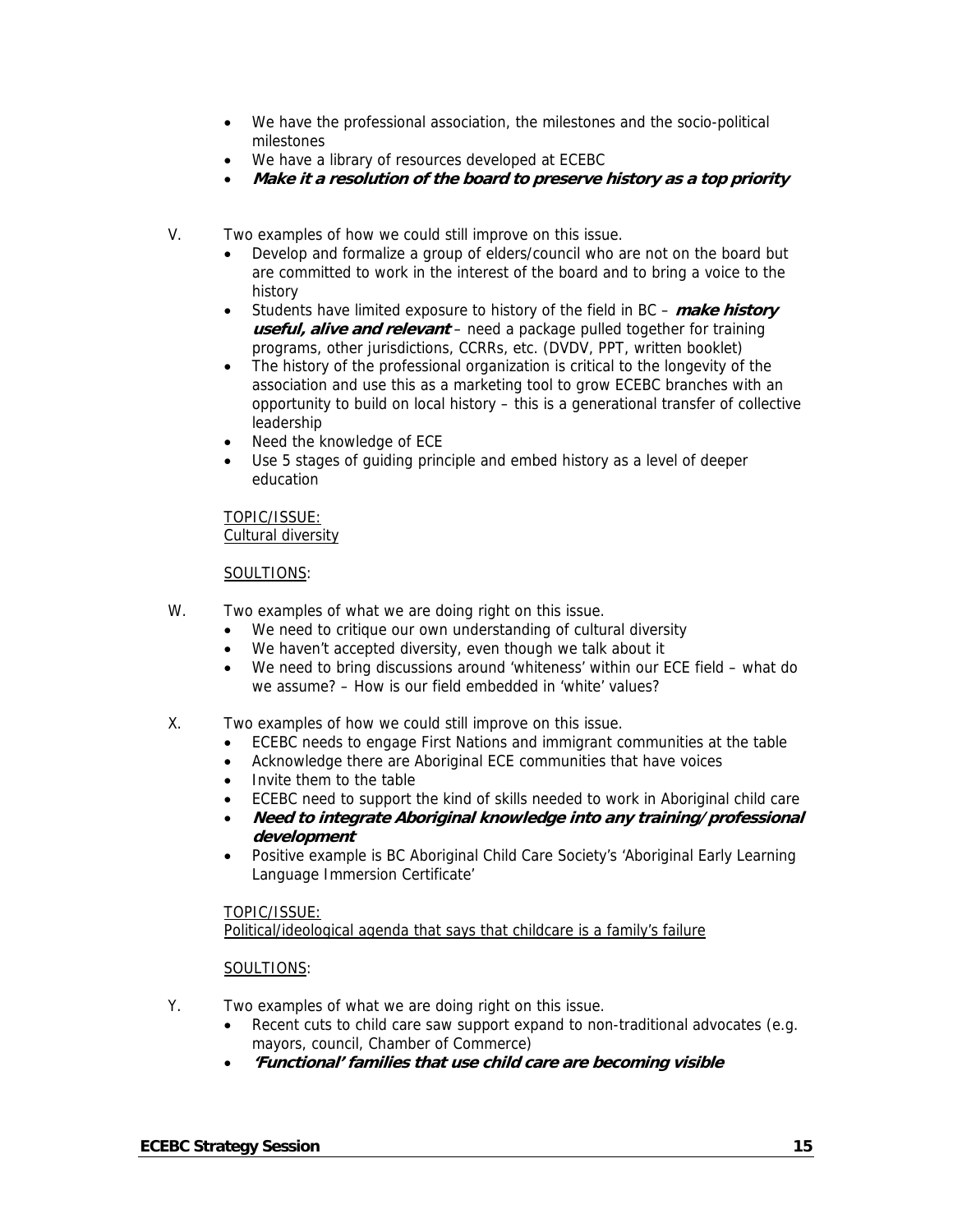- We have the professional association, the milestones and the socio-political milestones
- We have a library of resources developed at ECEBC
- ***Make it a resolution of the board to preserve history as a top priority***

V. Two examples of how we could still improve on this issue.

- Develop and formalize a group of elders/council who are not on the board but are committed to work in the interest of the board and to bring a voice to the history
- Students have limited exposure to history of the field in BC – ***make history useful, alive and relevant*** – need a package pulled together for training programs, other jurisdictions, CCRRs, etc. (DVDV, PPT, written booklet)
- The history of the professional organization is critical to the longevity of the association and use this as a marketing tool to grow ECEBC branches with an opportunity to build on local history – this is a generational transfer of collective leadership
- Need the knowledge of ECE
- Use 5 stages of guiding principle and embed history as a level of deeper education

<u>TOPIC/ISSUE:</u>
<u>Cultural diversity</u>

<u>SOULTIONS</u>:

W. Two examples of what we are doing right on this issue.

- We need to critique our own understanding of cultural diversity
- We haven't accepted diversity, even though we talk about it
- We need to bring discussions around 'whiteness' within our ECE field – what do we assume? – How is our field embedded in 'white' values?

X. Two examples of how we could still improve on this issue.

- ECEBC needs to engage First Nations and immigrant communities at the table
- Acknowledge there are Aboriginal ECE communities that have voices
- Invite them to the table
- ECEBC need to support the kind of skills needed to work in Aboriginal child care
- ***Need to integrate Aboriginal knowledge into any training/professional development***
- Positive example is BC Aboriginal Child Care Society's 'Aboriginal Early Learning Language Immersion Certificate'

<u>TOPIC/ISSUE:</u>
<u>Political/ideological agenda that says that childcare is a family's failure</u>

<u>SOULTIONS</u>:

Y. Two examples of what we are doing right on this issue.

- Recent cuts to child care saw support expand to non-traditional advocates (e.g. mayors, council, Chamber of Commerce)
- ***'Functional' families that use child care are becoming visible***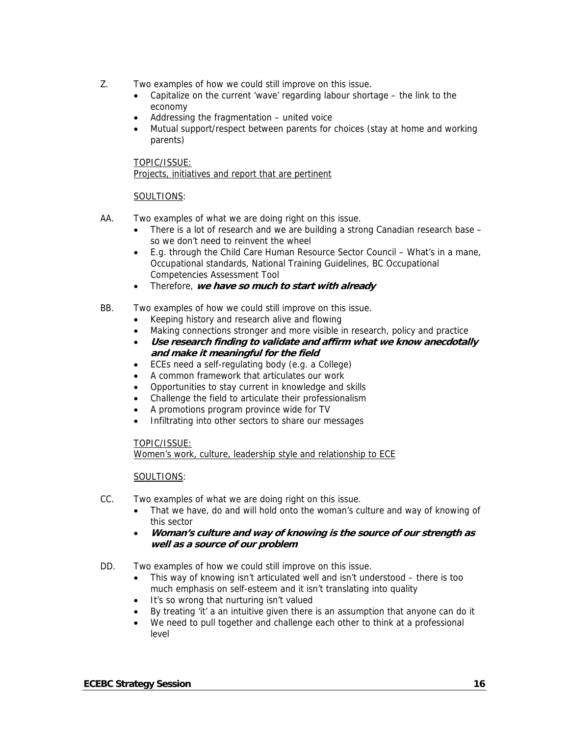Z. Two examples of how we could still improve on this issue.

- Capitalize on the current 'wave' regarding labour shortage – the link to the economy
- Addressing the fragmentation – united voice
- Mutual support/respect between parents for choices (stay at home and working parents)

TOPIC/ISSUE:
Projects, initiatives and report that are pertinent

SOULTIONS:

AA. Two examples of what we are doing right on this issue.

- There is a lot of research and we are building a strong Canadian research base – so we don't need to reinvent the wheel
- E.g. through the Child Care Human Resource Sector Council – What's in a mane, Occupational standards, National Training Guidelines, BC Occupational Competencies Assessment Tool
- Therefore, ***we have so much to start with already***

BB. Two examples of how we could still improve on this issue.

- Keeping history and research alive and flowing
- Making connections stronger and more visible in research, policy and practice
- ***Use research finding to validate and affirm what we know anecdotally and make it meaningful for the field***
- ECEs need a self-regulating body (e.g. a College)
- A common framework that articulates our work
- Opportunities to stay current in knowledge and skills
- Challenge the field to articulate their professionalism
- A promotions program province wide for TV
- Infiltrating into other sectors to share our messages

TOPIC/ISSUE:
Women's work, culture, leadership style and relationship to ECE

SOULTIONS:

CC. Two examples of what we are doing right on this issue.

- That we have, do and will hold onto the woman's culture and way of knowing of this sector
- ***Woman's culture and way of knowing is the source of our strength as well as a source of our problem***

DD. Two examples of how we could still improve on this issue.

- This way of knowing isn't articulated well and isn't understood – there is too much emphasis on self-esteem and it isn't translating into quality
- It's so wrong that nurturing isn't valued
- By treating 'it' a an intuitive given there is an assumption that anyone can do it
- We need to pull together and challenge each other to think at a professional level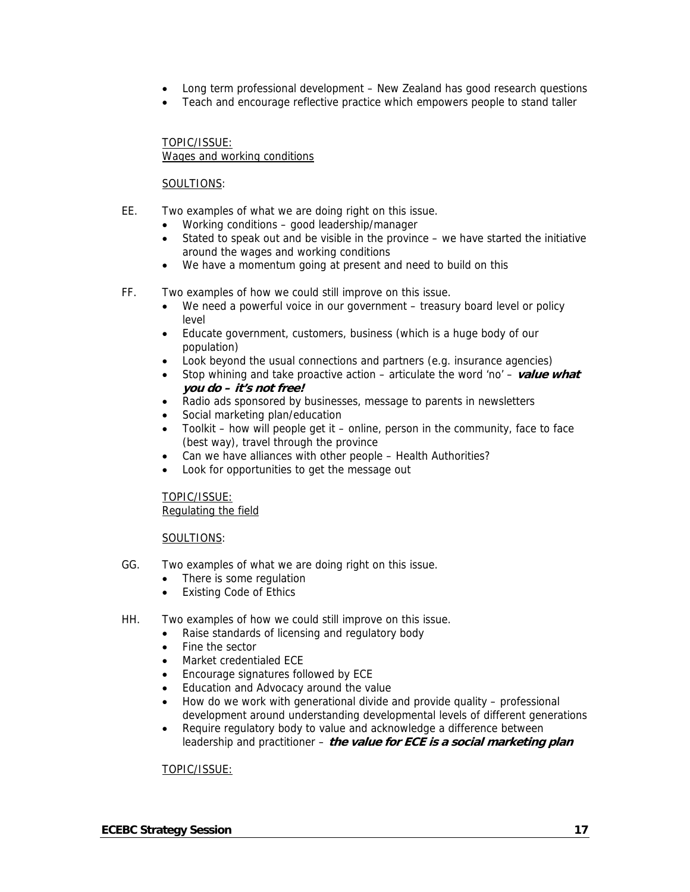- Long term professional development – New Zealand has good research questions
- Teach and encourage reflective practice which empowers people to stand taller

TOPIC/ISSUE:
Wages and working conditions

SOULTIONS:

EE. Two examples of what we are doing right on this issue.

- Working conditions – good leadership/manager
- Stated to speak out and be visible in the province – we have started the initiative around the wages and working conditions
- We have a momentum going at present and need to build on this

FF. Two examples of how we could still improve on this issue.

- We need a powerful voice in our government – treasury board level or policy level
- Educate government, customers, business (which is a huge body of our population)
- Look beyond the usual connections and partners (e.g. insurance agencies)
- Stop whining and take proactive action – articulate the word 'no' – ***value what you do – it's not free!***
- Radio ads sponsored by businesses, message to parents in newsletters
- Social marketing plan/education
- Toolkit – how will people get it – online, person in the community, face to face (best way), travel through the province
- Can we have alliances with other people – Health Authorities?
- Look for opportunities to get the message out

TOPIC/ISSUE:
Regulating the field

SOULTIONS:

GG. Two examples of what we are doing right on this issue.

- There is some regulation
- Existing Code of Ethics

HH. Two examples of how we could still improve on this issue.

- Raise standards of licensing and regulatory body
- Fine the sector
- Market credentialed ECE
- Encourage signatures followed by ECE
- Education and Advocacy around the value
- How do we work with generational divide and provide quality – professional development around understanding developmental levels of different generations
- Require regulatory body to value and acknowledge a difference between leadership and practitioner – ***the value for ECE is a social marketing plan***

TOPIC/ISSUE: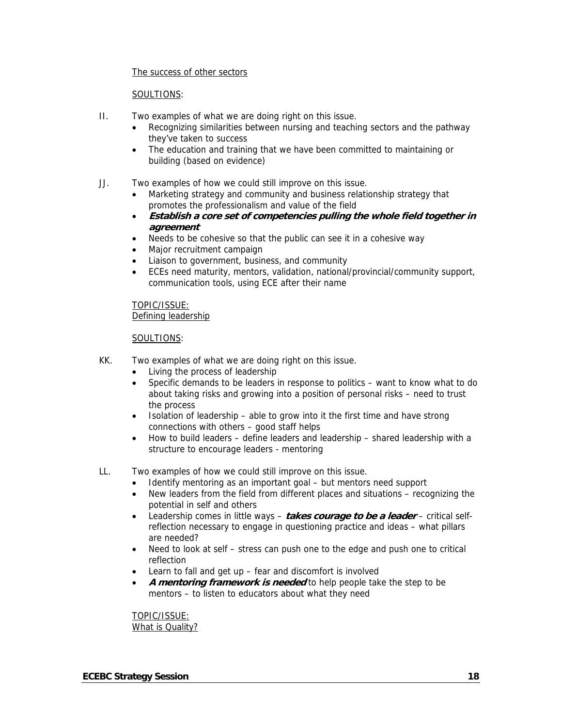The success of other sectors

SOULTIONS:

II. Two examples of what we are doing right on this issue.

- Recognizing similarities between nursing and teaching sectors and the pathway they've taken to success
- The education and training that we have been committed to maintaining or building (based on evidence)

JJ. Two examples of how we could still improve on this issue.

- Marketing strategy and community and business relationship strategy that promotes the professionalism and value of the field
- ***Establish a core set of competencies pulling the whole field together in agreement***
- Needs to be cohesive so that the public can see it in a cohesive way
- Major recruitment campaign
- Liaison to government, business, and community
- ECEs need maturity, mentors, validation, national/provincial/community support, communication tools, using ECE after their name

TOPIC/ISSUE:
Defining leadership

SOULTIONS:

KK. Two examples of what we are doing right on this issue.

- Living the process of leadership
- Specific demands to be leaders in response to politics – want to know what to do about taking risks and growing into a position of personal risks – need to trust the process
- Isolation of leadership – able to grow into it the first time and have strong connections with others – good staff helps
- How to build leaders – define leaders and leadership – shared leadership with a structure to encourage leaders - mentoring

LL. Two examples of how we could still improve on this issue.

- Identify mentoring as an important goal – but mentors need support
- New leaders from the field from different places and situations – recognizing the potential in self and others
- Leadership comes in little ways – ***takes courage to be a leader*** – critical self-reflection necessary to engage in questioning practice and ideas – what pillars are needed?
- Need to look at self – stress can push one to the edge and push one to critical reflection
- Learn to fall and get up – fear and discomfort is involved
- ***A mentoring framework is needed*** to help people take the step to be mentors – to listen to educators about what they need

TOPIC/ISSUE:
What is Quality?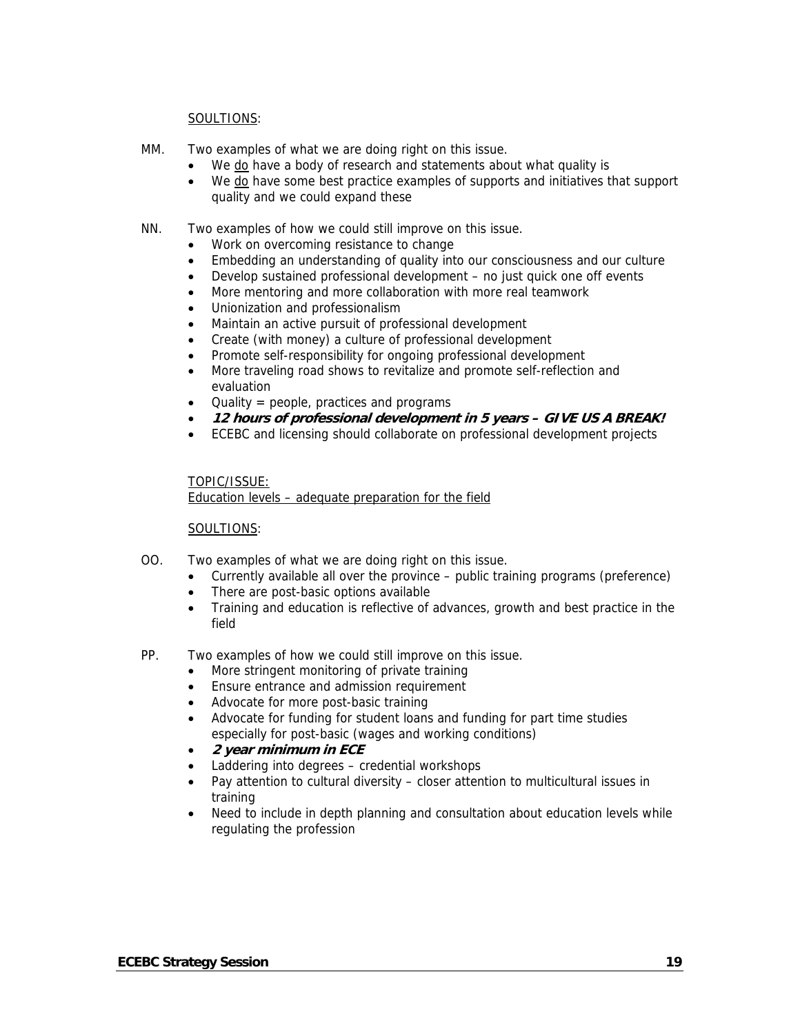<u>SOULTIONS</u>:

MM. Two examples of what we are doing right on this issue.

- We <u>do</u> have a body of research and statements about what quality is
- We <u>do</u> have some best practice examples of supports and initiatives that support quality and we could expand these

NN. Two examples of how we could still improve on this issue.

- Work on overcoming resistance to change
- Embedding an understanding of quality into our consciousness and our culture
- Develop sustained professional development – no just quick one off events
- More mentoring and more collaboration with more real teamwork
- Unionization and professionalism
- Maintain an active pursuit of professional development
- Create (with money) a culture of professional development
- Promote self-responsibility for ongoing professional development
- More traveling road shows to revitalize and promote self-reflection and evaluation
- Quality = people, practices and programs
- ***12 hours of professional development in 5 years – GIVE US A BREAK!***
- ECEBC and licensing should collaborate on professional development projects

<u>TOPIC/ISSUE:</u>
<u>Education levels – adequate preparation for the field</u>

<u>SOULTIONS</u>:

OO. Two examples of what we are doing right on this issue.

- Currently available all over the province – public training programs (preference)
- There are post-basic options available
- Training and education is reflective of advances, growth and best practice in the field

PP. Two examples of how we could still improve on this issue.

- More stringent monitoring of private training
- Ensure entrance and admission requirement
- Advocate for more post-basic training
- Advocate for funding for student loans and funding for part time studies especially for post-basic (wages and working conditions)
- ***2 year minimum in ECE***
- Laddering into degrees – credential workshops
- Pay attention to cultural diversity – closer attention to multicultural issues in training
- Need to include in depth planning and consultation about education levels while regulating the profession